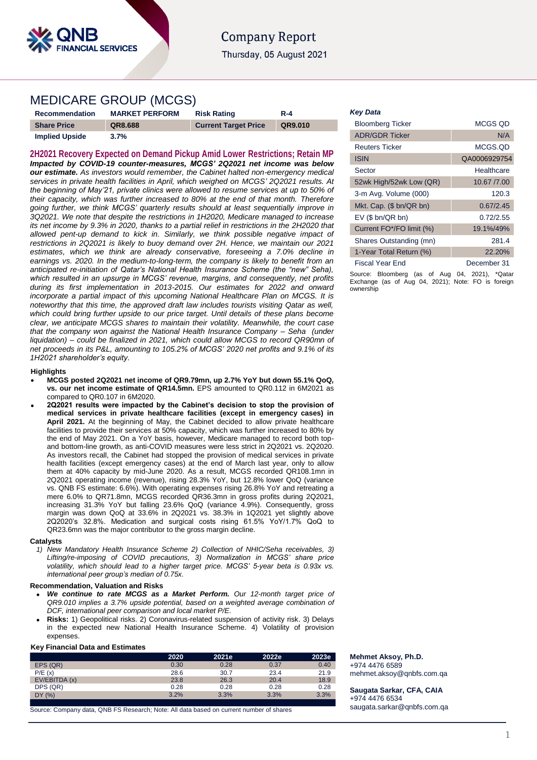# Company Report

Thursday, 05 August 2021

## MEDICARE GROUP (MCGS)

| Recommendation | MARKET PERFORM | Risk Rating | R-4 |
|---|---|---|---|
| **Share Price** | **QR8.688** | **Current Target Price** | **QR9.010** |
| **Implied Upside** | **3.7%** | | |

### 2H2021 Recovery Expected on Demand Pickup Amid Lower Restrictions; Retain MP

***Impacted by COVID-19 counter-measures, MCGS' 2Q2021 net income was below our estimate.*** *As investors would remember, the Cabinet halted non-emergency medical services in private health facilities in April, which weighed on MCGS' 2Q2021 results. At the beginning of May'21, private clinics were allowed to resume services at up to 50% of their capacity, which was further increased to 80% at the end of that month. Therefore going further, we think MCGS' quarterly results should at least sequentially improve in 3Q2021. We note that despite the restrictions in 1H2020, Medicare managed to increase its net income by 9.3% in 2020, thanks to a partial relief in restrictions in the 2H2020 that allowed pent-up demand to kick in. Similarly, we think possible negative impact of restrictions in 2Q2021 is likely to buoy demand over 2H. Hence, we maintain our 2021 estimates, which we think are already conservative, foreseeing a 7.0% decline in earnings vs. 2020. In the medium-to-long-term, the company is likely to benefit from an anticipated re-initiation of Qatar's National Health Insurance Scheme (the "new" Seha), which resulted in an upsurge in MCGS' revenue, margins, and consequently, net profits during its first implementation in 2013-2015. Our estimates for 2022 and onward incorporate a partial impact of this upcoming National Healthcare Plan on MCGS. It is noteworthy that this time, the approved draft law includes tourists visiting Qatar as well, which could bring further upside to our price target. Until details of these plans become clear, we anticipate MCGS shares to maintain their volatility. Meanwhile, the court case that the company won against the National Health Insurance Company – Seha (under liquidation) – could be finalized in 2021, which could allow MCGS to record QR90mn of net proceeds in its P&L, amounting to 105.2% of MCGS' 2020 net profits and 9.1% of its 1H2021 shareholder's equity.*

#### Highlights

- **MCGS posted 2Q2021 net income of QR9.79mn, up 2.7% YoY but down 55.1% QoQ, vs. our net income estimate of QR14.5mn.** EPS amounted to QR0.112 in 6M2021 as compared to QR0.107 in 6M2020.
- **2Q2021 results were impacted by the Cabinet's decision to stop the provision of medical services in private healthcare facilities (except in emergency cases) in April 2021.** At the beginning of May, the Cabinet decided to allow private healthcare facilities to provide their services at 50% capacity, which was further increased to 80% by the end of May 2021. On a YoY basis, however, Medicare managed to record both top- and bottom-line growth, as anti-COVID measures were less strict in 2Q2021 vs. 2Q2020. As investors recall, the Cabinet had stopped the provision of medical services in private health facilities (except emergency cases) at the end of March last year, only to allow them at 40% capacity by mid-June 2020. As a result, MCGS recorded QR108.1mn in 2Q2021 operating income (revenue), rising 28.3% YoY, but 12.8% lower QoQ (variance vs. QNB FS estimate: 6.6%). With operating expenses rising 26.8% YoY and retreating a mere 6.0% to QR71.8mn, MCGS recorded QR36.3mn in gross profits during 2Q2021, increasing 31.3% YoY but falling 23.6% QoQ (variance 4.9%). Consequently, gross margin was down QoQ at 33.6% in 2Q2021 vs. 38.3% in 1Q2021 yet slightly above 2Q2020's 32.8%. Medication and surgical costs rising 61.5% YoY/1.7% QoQ to QR23.6mn was the major contributor to the gross margin decline.

#### Catalysts

1) *New Mandatory Health Insurance Scheme 2) Collection of NHIC/Seha receivables, 3) Lifting/re-imposing of COVID precautions, 3) Normalization in MCGS' share price volatility, which should lead to a higher target price. MCGS' 5-year beta is 0.93x vs. international peer group's median of 0.75x.*

#### Recommendation, Valuation and Risks

- ***We continue to rate MCGS as a Market Perform.*** *Our 12-month target price of QR9.010 implies a 3.7% upside potential, based on a weighted average combination of DCF, international peer comparison and local market P/E.*
- **Risks:** 1) Geopolitical risks. 2) Coronavirus-related suspension of activity risk. 3) Delays in the expected new National Health Insurance Scheme. 4) Volatility of provision expenses.

#### Key Financial Data and Estimates

| | 2020 | 2021e | 2022e | 2023e |
|---|---|---|---|---|
| EPS (QR) | 0.30 | 0.28 | 0.37 | 0.40 |
| P/E (x) | 28.6 | 30.7 | 23.4 | 21.9 |
| EV/EBITDA (x) | 23.8 | 26.3 | 20.4 | 18.9 |
| DPS (QR) | 0.28 | 0.28 | 0.28 | 0.28 |
| DY (%) | 3.2% | 3.3% | 3.3% | 3.3% |

Source: Company data, QNB FS Research; Note: All data based on current number of shares

#### *Key Data*

| | |
|---|---|
| Bloomberg Ticker | MCGS QD |
| ADR/GDR Ticker | N/A |
| Reuters Ticker | MCGS.QD |
| ISIN | QA0006929754 |
| Sector | Healthcare |
| 52wk High/52wk Low (QR) | 10.67 /7.00 |
| 3-m Avg. Volume (000) | 120.3 |
| Mkt. Cap. ($ bn/QR bn) | 0.67/2.45 |
| EV ($ bn/QR bn) | 0.72/2.55 |
| Current FO*/FO limit (%) | 19.1%/49% |
| Shares Outstanding (mn) | 281.4 |
| 1-Year Total Return (%) | 22.20% |
| Fiscal Year End | December 31 |

Source: Bloomberg (as of Aug 04, 2021), *Qatar Exchange (as of Aug 04, 2021); Note: FO is foreign ownership

**Mehmet Aksoy, Ph.D.**
+974 4476 6589
mehmet.aksoy@qnbfs.com.qa

**Saugata Sarkar, CFA, CAIA**
+974 4476 6534
saugata.sarkar@qnbfs.com.qa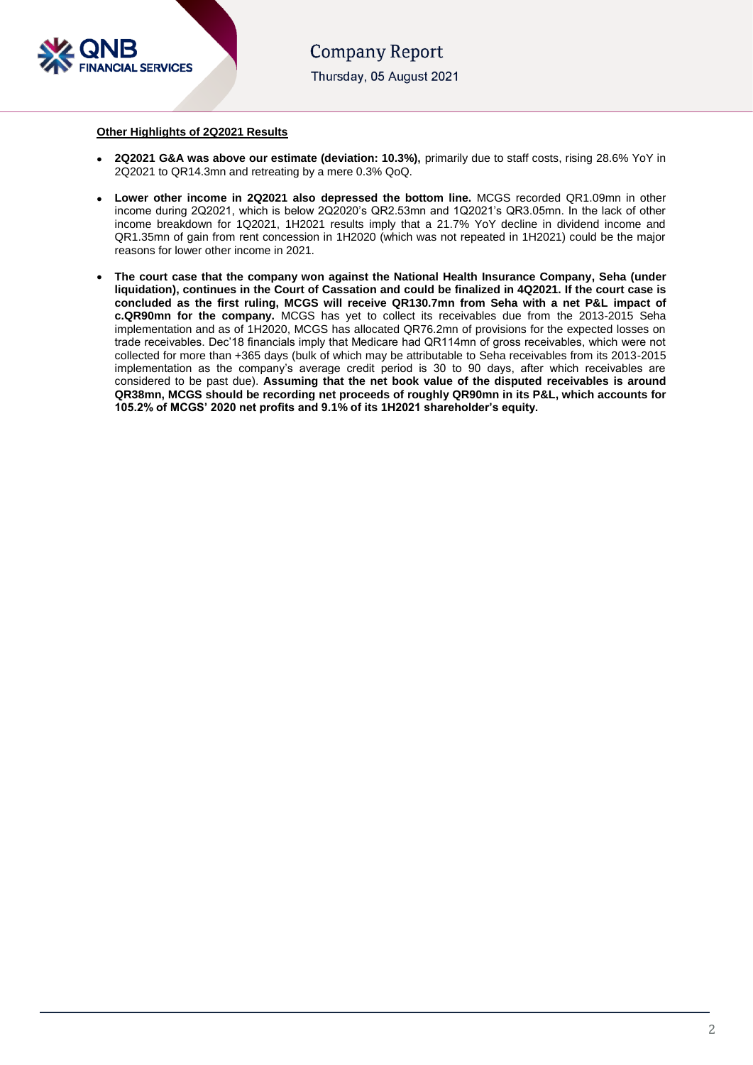**Other Highlights of 2Q2021 Results**

- **2Q2021 G&A was above our estimate (deviation: 10.3%),** primarily due to staff costs, rising 28.6% YoY in 2Q2021 to QR14.3mn and retreating by a mere 0.3% QoQ.
- **Lower other income in 2Q2021 also depressed the bottom line.** MCGS recorded QR1.09mn in other income during 2Q2021, which is below 2Q2020's QR2.53mn and 1Q2021's QR3.05mn. In the lack of other income breakdown for 1Q2021, 1H2021 results imply that a 21.7% YoY decline in dividend income and QR1.35mn of gain from rent concession in 1H2020 (which was not repeated in 1H2021) could be the major reasons for lower other income in 2021.
- **The court case that the company won against the National Health Insurance Company, Seha (under liquidation), continues in the Court of Cassation and could be finalized in 4Q2021. If the court case is concluded as the first ruling, MCGS will receive QR130.7mn from Seha with a net P&L impact of c.QR90mn for the company.** MCGS has yet to collect its receivables due from the 2013-2015 Seha implementation and as of 1H2020, MCGS has allocated QR76.2mn of provisions for the expected losses on trade receivables. Dec'18 financials imply that Medicare had QR114mn of gross receivables, which were not collected for more than +365 days (bulk of which may be attributable to Seha receivables from its 2013-2015 implementation as the company's average credit period is 30 to 90 days, after which receivables are considered to be past due). **Assuming that the net book value of the disputed receivables is around QR38mn, MCGS should be recording net proceeds of roughly QR90mn in its P&L, which accounts for 105.2% of MCGS' 2020 net profits and 9.1% of its 1H2021 shareholder's equity.**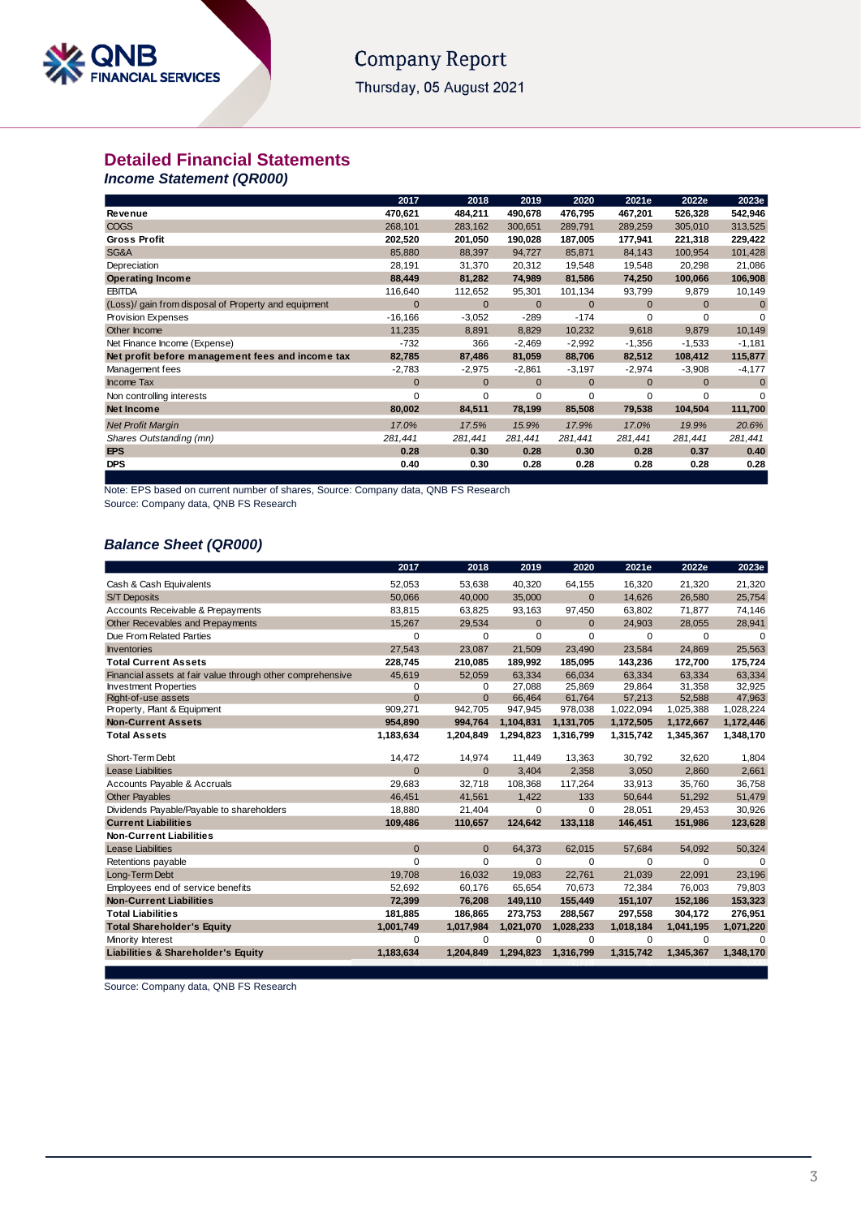## Detailed Financial Statements

### *Income Statement (QR000)*

| | 2017 | 2018 | 2019 | 2020 | 2021e | 2022e | 2023e |
|---|---|---|---|---|---|---|---|
| **Revenue** | **470,621** | **484,211** | **490,678** | **476,795** | **467,201** | **526,328** | **542,946** |
| COGS | 268,101 | 283,162 | 300,651 | 289,791 | 289,259 | 305,010 | 313,525 |
| **Gross Profit** | **202,520** | **201,050** | **190,028** | **187,005** | **177,941** | **221,318** | **229,422** |
| SG&A | 85,880 | 88,397 | 94,727 | 85,871 | 84,143 | 100,954 | 101,428 |
| Depreciation | 28,191 | 31,370 | 20,312 | 19,548 | 19,548 | 20,298 | 21,086 |
| **Operating Income** | **88,449** | **81,282** | **74,989** | **81,586** | **74,250** | **100,066** | **106,908** |
| EBITDA | 116,640 | 112,652 | 95,301 | 101,134 | 93,799 | 9,879 | 10,149 |
| (Loss)/ gain from disposal of Property and equipment | 0 | 0 | 0 | 0 | 0 | 0 | 0 |
| Provision Expenses | -16,166 | -3,052 | -289 | -174 | 0 | 0 | 0 |
| Other Income | 11,235 | 8,891 | 8,829 | 10,232 | 9,618 | 9,879 | 10,149 |
| Net Finance Income (Expense) | -732 | 366 | -2,469 | -2,992 | -1,356 | -1,533 | -1,181 |
| **Net profit before management fees and income tax** | **82,785** | **87,486** | **81,059** | **88,706** | **82,512** | **108,412** | **115,877** |
| Management fees | -2,783 | -2,975 | -2,861 | -3,197 | -2,974 | -3,908 | -4,177 |
| Income Tax | 0 | 0 | 0 | 0 | 0 | 0 | 0 |
| Non controlling interests | 0 | 0 | 0 | 0 | 0 | 0 | 0 |
| **Net Income** | **80,002** | **84,511** | **78,199** | **85,508** | **79,538** | **104,504** | **111,700** |
| *Net Profit Margin* | *17.0%* | *17.5%* | *15.9%* | *17.9%* | *17.0%* | *19.9%* | *20.6%* |
| *Shares Outstanding (mn)* | *281,441* | *281,441* | *281,441* | *281,441* | *281,441* | *281,441* | *281,441* |
| **EPS** | **0.28** | **0.30** | **0.28** | **0.30** | **0.28** | **0.37** | **0.40** |
| **DPS** | **0.40** | **0.30** | **0.28** | **0.28** | **0.28** | **0.28** | **0.28** |

Note: EPS based on current number of shares, Source: Company data, QNB FS Research

Source: Company data, QNB FS Research

### *Balance Sheet (QR000)*

| | 2017 | 2018 | 2019 | 2020 | 2021e | 2022e | 2023e |
|---|---|---|---|---|---|---|---|
| Cash & Cash Equivalents | 52,053 | 53,638 | 40,320 | 64,155 | 16,320 | 21,320 | 21,320 |
| S/T Deposits | 50,066 | 40,000 | 35,000 | 0 | 14,626 | 26,580 | 25,754 |
| Accounts Receivable & Prepayments | 83,815 | 63,825 | 93,163 | 97,450 | 63,802 | 71,877 | 74,146 |
| Other Recevables and Prepayments | 15,267 | 29,534 | 0 | 0 | 24,903 | 28,055 | 28,941 |
| Due From Related Parties | 0 | 0 | 0 | 0 | 0 | 0 | 0 |
| Inventories | 27,543 | 23,087 | 21,509 | 23,490 | 23,584 | 24,869 | 25,563 |
| **Total Current Assets** | **228,745** | **210,085** | **189,992** | **185,095** | **143,236** | **172,700** | **175,724** |
| Financial assets at fair value through other comprehensive | 45,619 | 52,059 | 63,334 | 66,034 | 63,334 | 63,334 | 63,334 |
| Investment Properties | 0 | 0 | 27,088 | 25,869 | 29,864 | 31,358 | 32,925 |
| Right-of-use assets | 0 | 0 | 66,464 | 61,764 | 57,213 | 52,588 | 47,963 |
| Property, Plant & Equipment | 909,271 | 942,705 | 947,945 | 978,038 | 1,022,094 | 1,025,388 | 1,028,224 |
| **Non-Current Assets** | **954,890** | **994,764** | **1,104,831** | **1,131,705** | **1,172,505** | **1,172,667** | **1,172,446** |
| **Total Assets** | **1,183,634** | **1,204,849** | **1,294,823** | **1,316,799** | **1,315,742** | **1,345,367** | **1,348,170** |
| Short-Term Debt | 14,472 | 14,974 | 11,449 | 13,363 | 30,792 | 32,620 | 1,804 |
| Lease Liabilities | 0 | 0 | 3,404 | 2,358 | 3,050 | 2,860 | 2,661 |
| Accounts Payable & Accruals | 29,683 | 32,718 | 108,368 | 117,264 | 33,913 | 35,760 | 36,758 |
| Other Payables | 46,451 | 41,561 | 1,422 | 133 | 50,644 | 51,292 | 51,479 |
| Dividends Payable/Payable to shareholders | 18,880 | 21,404 | 0 | 0 | 28,051 | 29,453 | 30,926 |
| **Current Liabilities** | **109,486** | **110,657** | **124,642** | **133,118** | **146,451** | **151,986** | **123,628** |
| **Non-Current Liabilities** | | | | | | | |
| Lease Liabilities | 0 | 0 | 64,373 | 62,015 | 57,684 | 54,092 | 50,324 |
| Retentions payable | 0 | 0 | 0 | 0 | 0 | 0 | 0 |
| Long-Term Debt | 19,708 | 16,032 | 19,083 | 22,761 | 21,039 | 22,091 | 23,196 |
| Employees end of service benefits | 52,692 | 60,176 | 65,654 | 70,673 | 72,384 | 76,003 | 79,803 |
| **Non-Current Liabilities** | **72,399** | **76,208** | **149,110** | **155,449** | **151,107** | **152,186** | **153,323** |
| **Total Liabilities** | **181,885** | **186,865** | **273,753** | **288,567** | **297,558** | **304,172** | **276,951** |
| **Total Shareholder's Equity** | **1,001,749** | **1,017,984** | **1,021,070** | **1,028,233** | **1,018,184** | **1,041,195** | **1,071,220** |
| Minority Interest | 0 | 0 | 0 | 0 | 0 | 0 | 0 |
| **Liabilities & Shareholder's Equity** | **1,183,634** | **1,204,849** | **1,294,823** | **1,316,799** | **1,315,742** | **1,345,367** | **1,348,170** |

Source: Company data, QNB FS Research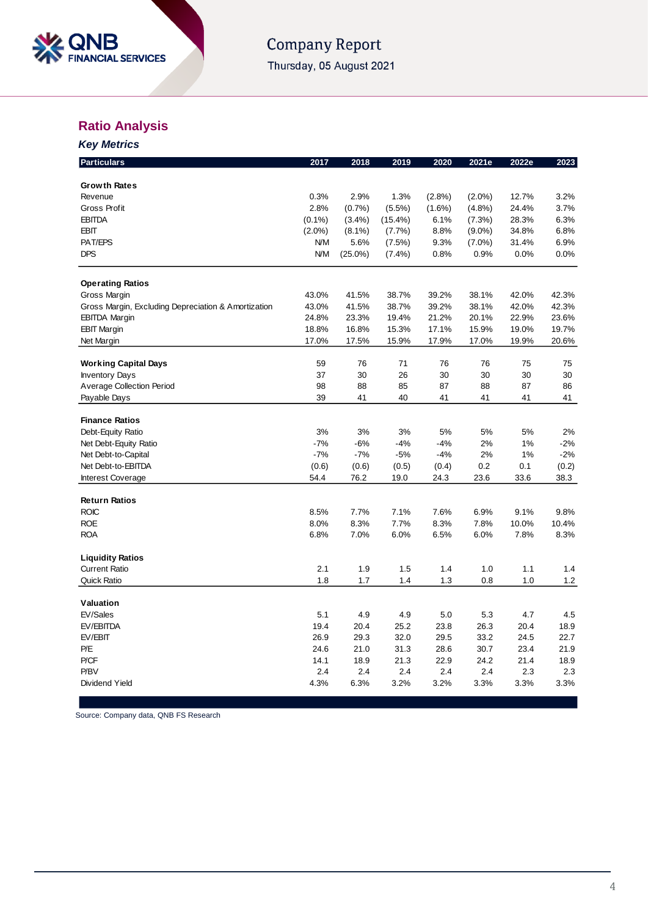## Ratio Analysis

### *Key Metrics*

| Particulars | 2017 | 2018 | 2019 | 2020 | 2021e | 2022e | 2023 |
|---|---|---|---|---|---|---|---|
| **Growth Rates** | | | | | | | |
| Revenue | 0.3% | 2.9% | 1.3% | (2.8%) | (2.0%) | 12.7% | 3.2% |
| Gross Profit | 2.8% | (0.7%) | (5.5%) | (1.6%) | (4.8%) | 24.4% | 3.7% |
| EBITDA | (0.1%) | (3.4%) | (15.4%) | 6.1% | (7.3%) | 28.3% | 6.3% |
| EBIT | (2.0%) | (8.1%) | (7.7%) | 8.8% | (9.0%) | 34.8% | 6.8% |
| PAT/EPS | N/M | 5.6% | (7.5%) | 9.3% | (7.0%) | 31.4% | 6.9% |
| DPS | N/M | (25.0%) | (7.4%) | 0.8% | 0.9% | 0.0% | 0.0% |
| **Operating Ratios** | | | | | | | |
| Gross Margin | 43.0% | 41.5% | 38.7% | 39.2% | 38.1% | 42.0% | 42.3% |
| Gross Margin, Excluding Depreciation & Amortization | 43.0% | 41.5% | 38.7% | 39.2% | 38.1% | 42.0% | 42.3% |
| EBITDA Margin | 24.8% | 23.3% | 19.4% | 21.2% | 20.1% | 22.9% | 23.6% |
| EBIT Margin | 18.8% | 16.8% | 15.3% | 17.1% | 15.9% | 19.0% | 19.7% |
| Net Margin | 17.0% | 17.5% | 15.9% | 17.9% | 17.0% | 19.9% | 20.6% |
| **Working Capital Days** | 59 | 76 | 71 | 76 | 76 | 75 | 75 |
| Inventory Days | 37 | 30 | 26 | 30 | 30 | 30 | 30 |
| Average Collection Period | 98 | 88 | 85 | 87 | 88 | 87 | 86 |
| Payable Days | 39 | 41 | 40 | 41 | 41 | 41 | 41 |
| **Finance Ratios** | | | | | | | |
| Debt-Equity Ratio | 3% | 3% | 3% | 5% | 5% | 5% | 2% |
| Net Debt-Equity Ratio | -7% | -6% | -4% | -4% | 2% | 1% | -2% |
| Net Debt-to-Capital | -7% | -7% | -5% | -4% | 2% | 1% | -2% |
| Net Debt-to-EBITDA | (0.6) | (0.6) | (0.5) | (0.4) | 0.2 | 0.1 | (0.2) |
| Interest Coverage | 54.4 | 76.2 | 19.0 | 24.3 | 23.6 | 33.6 | 38.3 |
| **Return Ratios** | | | | | | | |
| ROIC | 8.5% | 7.7% | 7.1% | 7.6% | 6.9% | 9.1% | 9.8% |
| ROE | 8.0% | 8.3% | 7.7% | 8.3% | 7.8% | 10.0% | 10.4% |
| ROA | 6.8% | 7.0% | 6.0% | 6.5% | 6.0% | 7.8% | 8.3% |
| **Liquidity Ratios** | | | | | | | |
| Current Ratio | 2.1 | 1.9 | 1.5 | 1.4 | 1.0 | 1.1 | 1.4 |
| Quick Ratio | 1.8 | 1.7 | 1.4 | 1.3 | 0.8 | 1.0 | 1.2 |
| **Valuation** | | | | | | | |
| EV/Sales | 5.1 | 4.9 | 4.9 | 5.0 | 5.3 | 4.7 | 4.5 |
| EV/EBITDA | 19.4 | 20.4 | 25.2 | 23.8 | 26.3 | 20.4 | 18.9 |
| EV/EBIT | 26.9 | 29.3 | 32.0 | 29.5 | 33.2 | 24.5 | 22.7 |
| P/E | 24.6 | 21.0 | 31.3 | 28.6 | 30.7 | 23.4 | 21.9 |
| P/CF | 14.1 | 18.9 | 21.3 | 22.9 | 24.2 | 21.4 | 18.9 |
| P/BV | 2.4 | 2.4 | 2.4 | 2.4 | 2.4 | 2.3 | 2.3 |
| Dividend Yield | 4.3% | 6.3% | 3.2% | 3.2% | 3.3% | 3.3% | 3.3% |

Source: Company data, QNB FS Research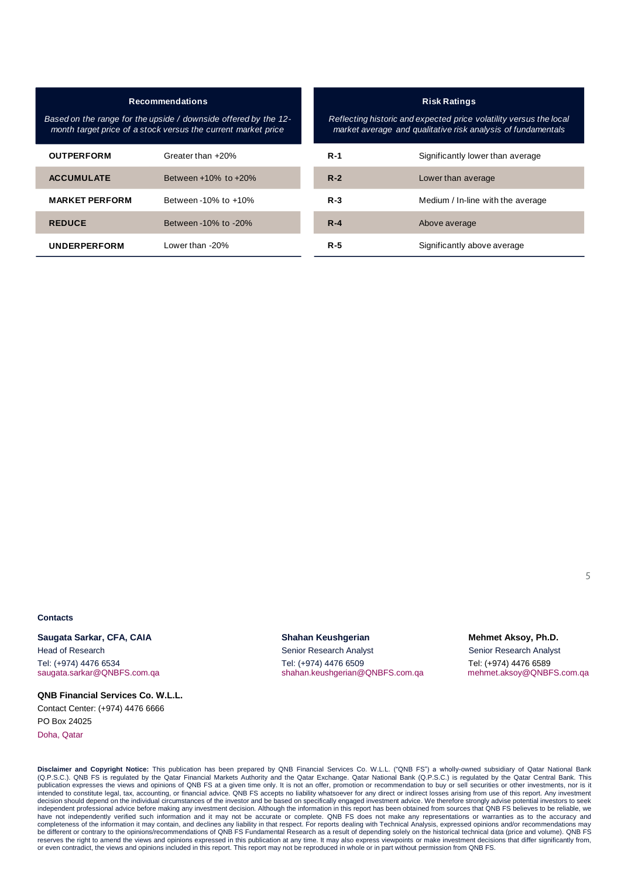| Recommendations | |
|---|---|
| *Based on the range for the upside / downside offered by the 12-month target price of a stock versus the current market price* | |
| **OUTPERFORM** | Greater than +20% |
| **ACCUMULATE** | Between +10% to +20% |
| **MARKET PERFORM** | Between -10% to +10% |
| **REDUCE** | Between -10% to -20% |
| **UNDERPERFORM** | Lower than -20% |

| Risk Ratings | |
|---|---|
| *Reflecting historic and expected price volatility versus the local market average and qualitative risk analysis of fundamentals* | |
| **R-1** | Significantly lower than average |
| **R-2** | Lower than average |
| **R-3** | Medium / In-line with the average |
| **R-4** | Above average |
| **R-5** | Significantly above average |

**Contacts**

**Saugata Sarkar, CFA, CAIA**
Head of Research
Tel: (+974) 4476 6534
saugata.sarkar@QNBFS.com.qa

**Shahan Keushgerian**
Senior Research Analyst
Tel: (+974) 4476 6509
shahan.keushgerian@QNBFS.com.qa

**Mehmet Aksoy, Ph.D.**
Senior Research Analyst
Tel: (+974) 4476 6589
mehmet.aksoy@QNBFS.com.qa

**QNB Financial Services Co. W.L.L.**
Contact Center: (+974) 4476 6666
PO Box 24025
Doha, Qatar

**Disclaimer and Copyright Notice:** This publication has been prepared by QNB Financial Services Co. W.L.L. ("QNB FS") a wholly-owned subsidiary of Qatar National Bank (Q.P.S.C.). QNB FS is regulated by the Qatar Financial Markets Authority and the Qatar Exchange. Qatar National Bank (Q.P.S.C.) is regulated by the Qatar Central Bank. This publication expresses the views and opinions of QNB FS at a given time only. It is not an offer, promotion or recommendation to buy or sell securities or other investments, nor is it intended to constitute legal, tax, accounting, or financial advice. QNB FS accepts no liability whatsoever for any direct or indirect losses arising from use of this report. Any investment decision should depend on the individual circumstances of the investor and be based on specifically engaged investment advice. We therefore strongly advise potential investors to seek independent professional advice before making any investment decision. Although the information in this report has been obtained from sources that QNB FS believes to be reliable, we have not independently verified such information and it may not be accurate or complete. QNB FS does not make any representations or warranties as to the accuracy and completeness of the information it may contain, and declines any liability in that respect. For reports dealing with Technical Analysis, expressed opinions and/or recommendations may be different or contrary to the opinions/recommendations of QNB FS Fundamental Research as a result of depending solely on the historical technical data (price and volume). QNB FS reserves the right to amend the views and opinions expressed in this publication at any time. It may also express viewpoints or make investment decisions that differ significantly from, or even contradict, the views and opinions included in this report. This report may not be reproduced in whole or in part without permission from QNB FS.